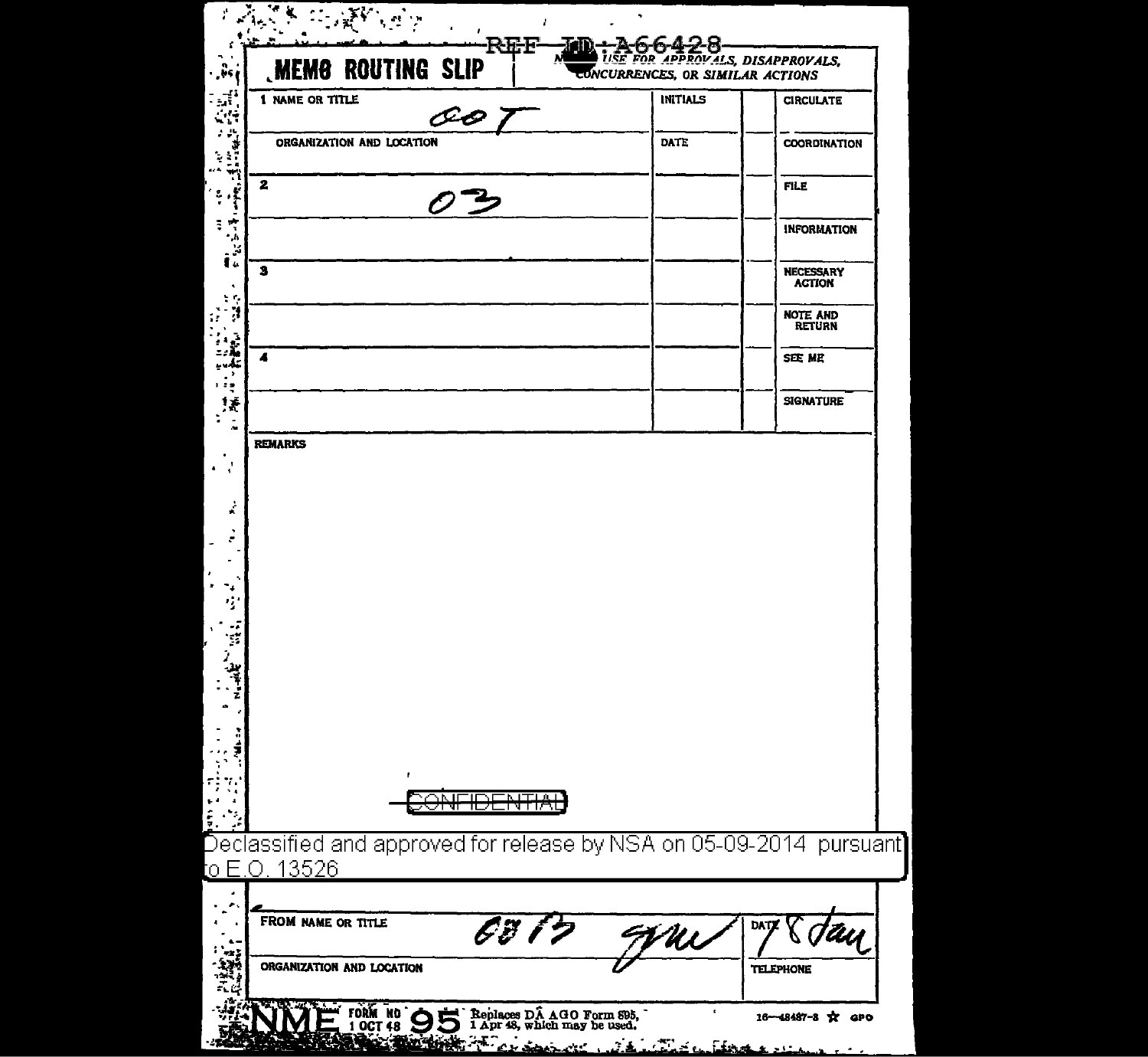REF ID:A66428

# MEMO ROUTING SLIP

NEVER USE FOR APPROVALS, DISAPPROVALS, CONCURRENCES, OR SIMILAR ACTIONS

| | INITIALS | | |
|---|---|---|---|
| 1 NAME OR TITLE COT | INITIALS | | CIRCULATE |
| ORGANIZATION AND LOCATION | DATE | | COORDINATION |
| 2 03 | | | FILE |
| | | | INFORMATION |
| 3 | | | NECESSARY ACTION |
| | | | NOTE AND RETURN |
| 4 | | | SEE ME |
| | | | SIGNATURE |

REMARKS

CONFIDENTIAL

Declassified and approved for release by NSA on 05-09-2014 pursuant to E.O. 13526

| | |
|---|---|
| FROM NAME OR TITLE CO 13 gmr | DATE 8 Jan |
| ORGANIZATION AND LOCATION | TELEPHONE |

NME FORM NO 95, 1 OCT 48 — Replaces DA AGO Form 895, 1 Apr 48, which may be used. 16—48487-3 ☆ GPO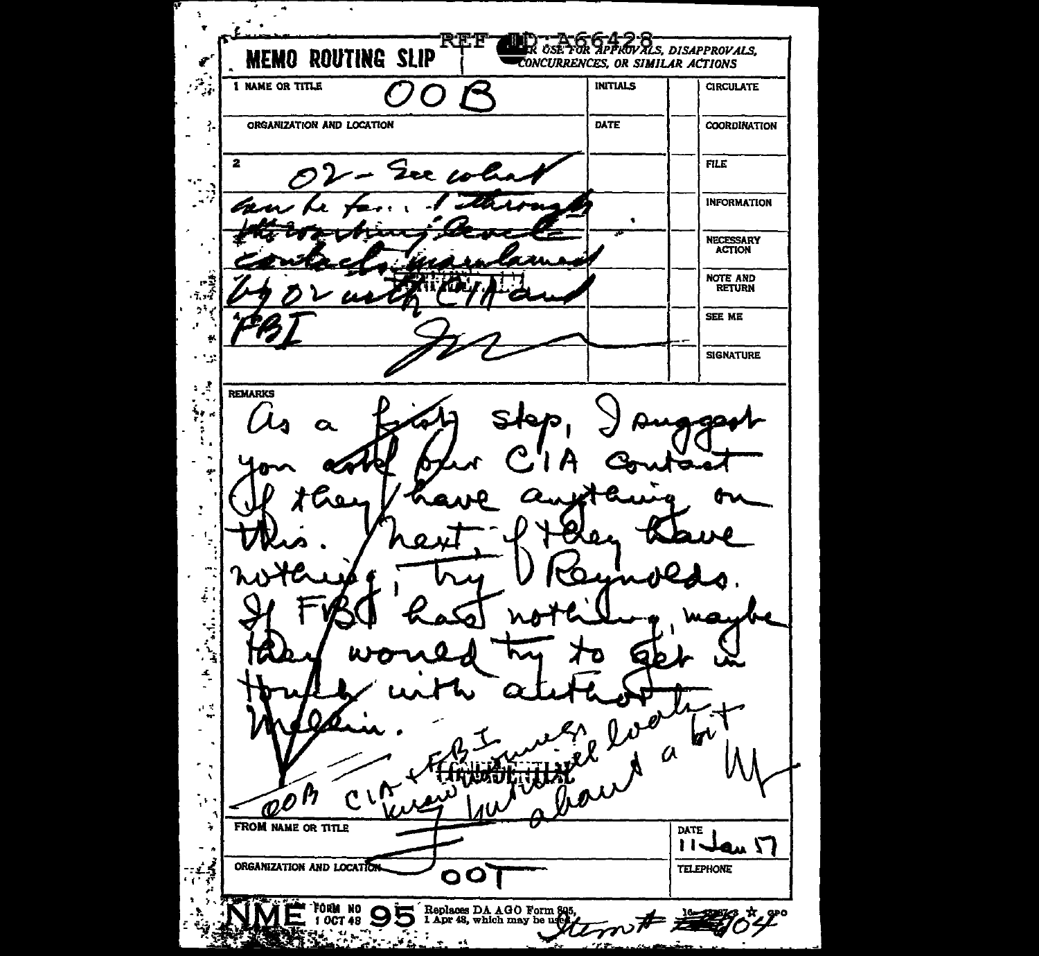REF ID:A66428

**MEMO ROUTING SLIP** — NEVER USE FOR APPROVALS, DISAPPROVALS, CONCURRENCES, OR SIMILAR ACTIONS

| NAME OR TITLE | INITIALS | | CIRCULATE |
|---|---|---|---|
| 1 OOB | | | |
| ORGANIZATION AND LOCATION | DATE | | COORDINATION |
| 2 O2 – See what | | | FILE |
| can be found through | | | INFORMATION |
| the working level | | | NECESSARY ACTION |
| contacts maintained | | | NOTE AND RETURN |
| by O2 with CIA and | | | SEE ME |
| FBI [signature] | | | |
| | | | SIGNATURE |

REMARKS

As a first step, I suggest you ask our CIA contact if they have anything on this. Next, if they have nothing, try Reynolds. If FBI has nothing, maybe they would try to get in touch with author Mellin.

[initials]

OOB CIA + FBI knew nothing. Will look around a bit

FROM NAME OR TITLE

ORGANIZATION AND LOCATION OOT

DATE 11 Jan 57

TELEPHONE

NME FORM NO 95, 1 OCT 48 — Replaces DA AGO Form 895, 1 Apr 48, which may be used.

Item # 104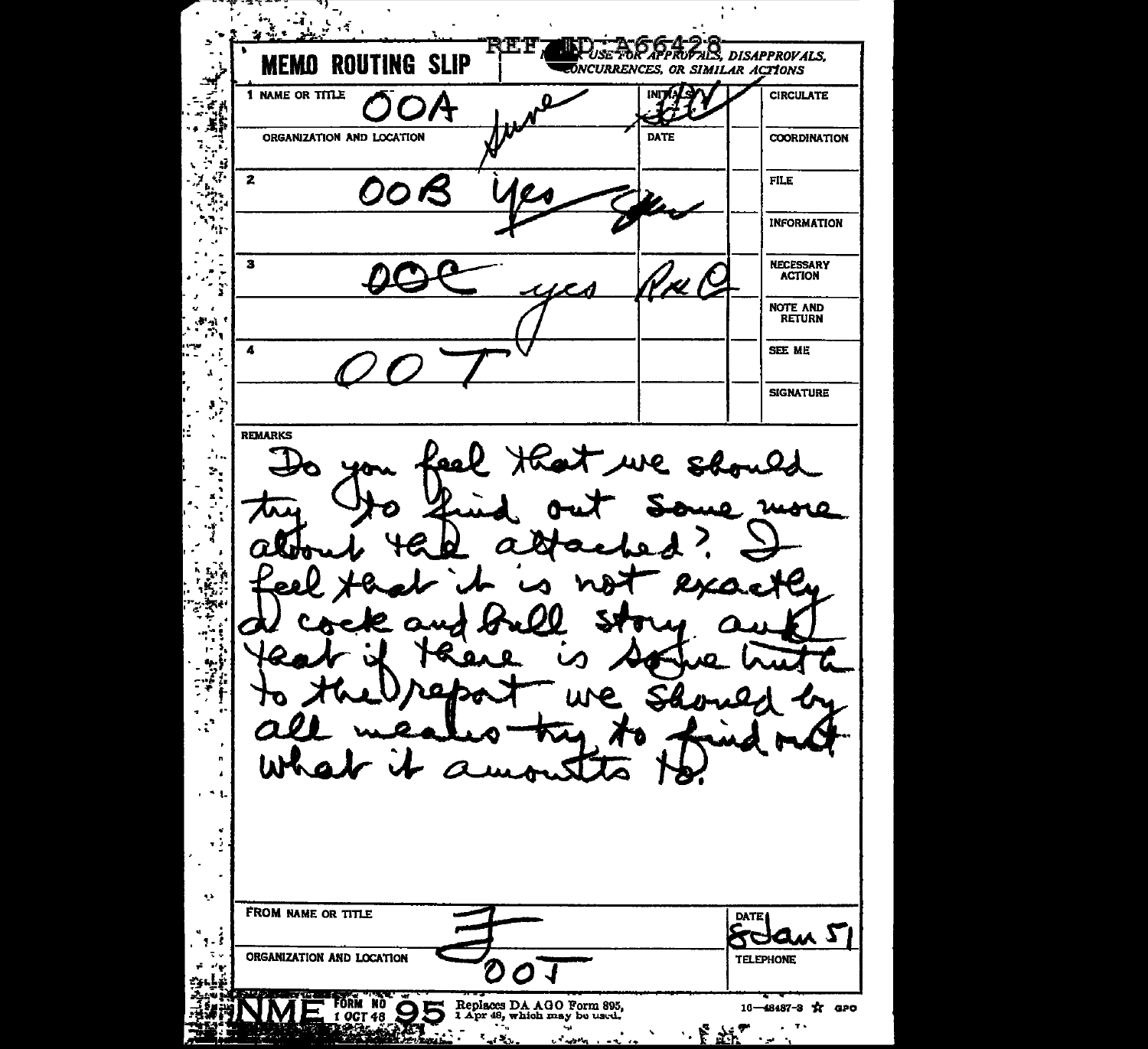REF ID: A66428

# MEMO ROUTING SLIP

NEVER USE FOR APPROVALS, DISAPPROVALS, CONCURRENCES, OR SIMILAR ACTIONS

| NAME OR TITLE | | INITIALS | | |
|---|---|---|---|---|
| 1 OOA | Sure | | | CIRCULATE |
| ORGANIZATION AND LOCATION | | DATE | | COORDINATION |
| 2 OOB | Yes | | | FILE |
| | | | | INFORMATION |
| 3 OOC | yes | R&C | | NECESSARY ACTION |
| | | | | NOTE AND RETURN |
| 4 OOT | | | | SEE ME |
| | | | | SIGNATURE |

**REMARKS**

Do you feel that we should try to find out some more about the attached? I feel that it is not exactly a cock and bull story and that if there is some truth to the report we should by all means try to find out what it amounts to.

| FROM NAME OR TITLE | | DATE |
|---|---|---|
| | | 8 Jan 51 |
| ORGANIZATION AND LOCATION | OOT | TELEPHONE |

NME FORM NO 95, 1 OCT 48 — Replaces DA AGO Form 895, 1 Apr 48, which may be used. 10—48487-3 ☆ GPO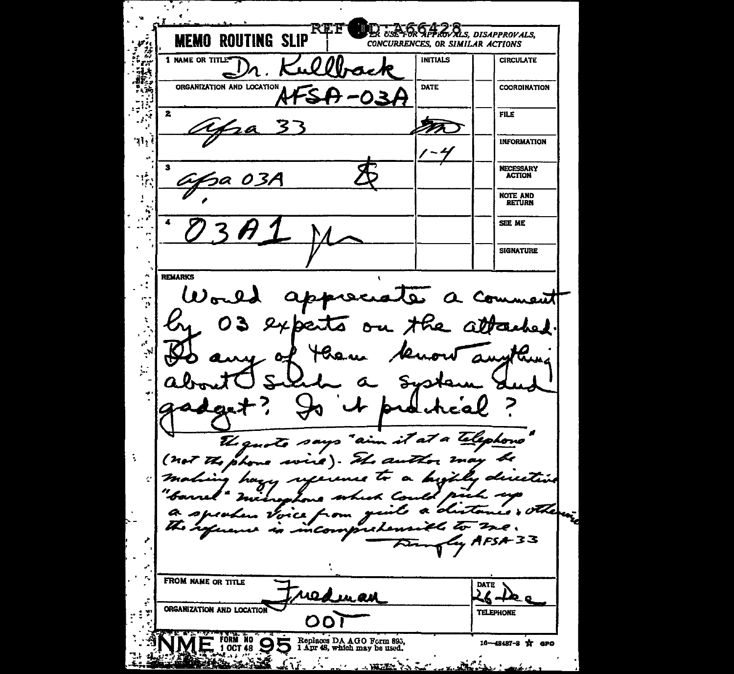REF ID:A66428

**MEMO ROUTING SLIP**

NEVER USE FOR APPROVALS, DISAPPROVALS, CONCURRENCES, OR SIMILAR ACTIONS

| | NAME OR TITLE / ORGANIZATION AND LOCATION | INITIALS / DATE | | |
|---|---|---|---|---|
| 1 | Dr. Kullback | | | CIRCULATE |
| | AFSA-03A | | | COORDINATION |
| 2 | afsa 33 | [initials] | | FILE |
| | | 1-4 | | INFORMATION |
| 3 | afsa 03A [initials] | | | NECESSARY ACTION |
| | | | | NOTE AND RETURN |
| 4 | 03A1 [initials] | | | SEE ME |
| | | | | SIGNATURE |

**REMARKS**

Would appreciate a comment by 03 experts on the attached. Do any of them know anything about such a system and gadget? Is it practical?

The quote says "aim it at a telephone" (not the phone wire). The author may be making hazy reference to a highly directive "barrel" microphone which could pick up a speakers voice from quite a distance; otherwise the reference is incomprehensible to me.

Tumfly AFSA-33

FROM NAME OR TITLE: Friedman

DATE: 26 Dec

ORGANIZATION AND LOCATION: OOT

TELEPHONE:

NME FORM NO 95 1 OCT 48 Replaces DA AGO Form 895, 1 Apr 48, which may be used. 16—48487-8 ☆ GPO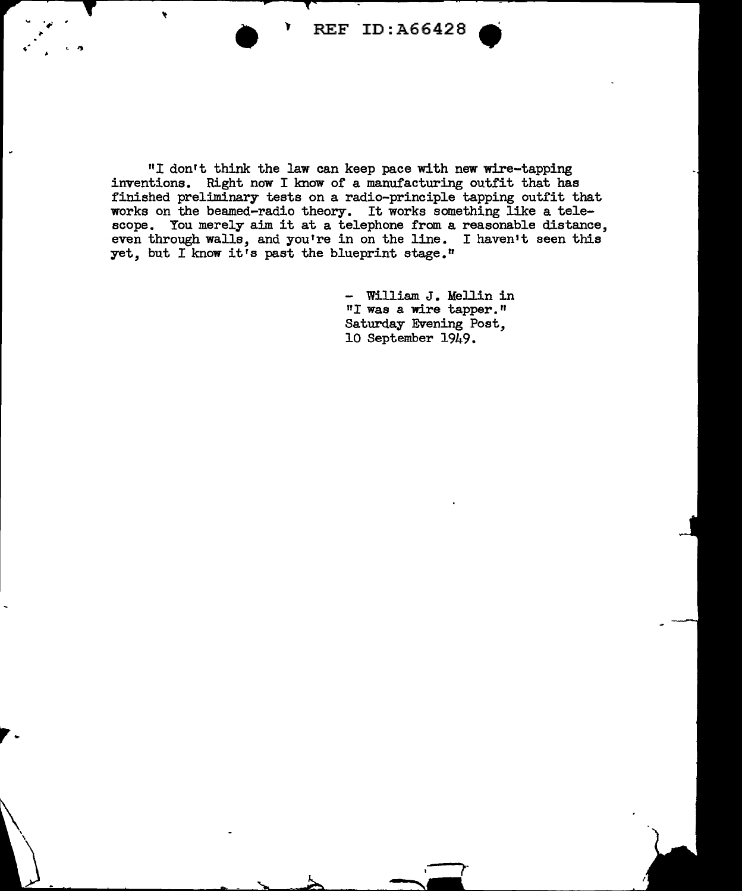"I don't think the law can keep pace with new wire-tapping inventions. Right now I know of a manufacturing outfit that has finished preliminary tests on a radio-principle tapping outfit that works on the beamed-radio theory. It works something like a telescope. You merely aim it at a telephone from a reasonable distance, even through walls, and you're in on the line. I haven't seen this yet, but I know it's past the blueprint stage."

- William J. Mellin in "I was a wire tapper." Saturday Evening Post, 10 September 1949.